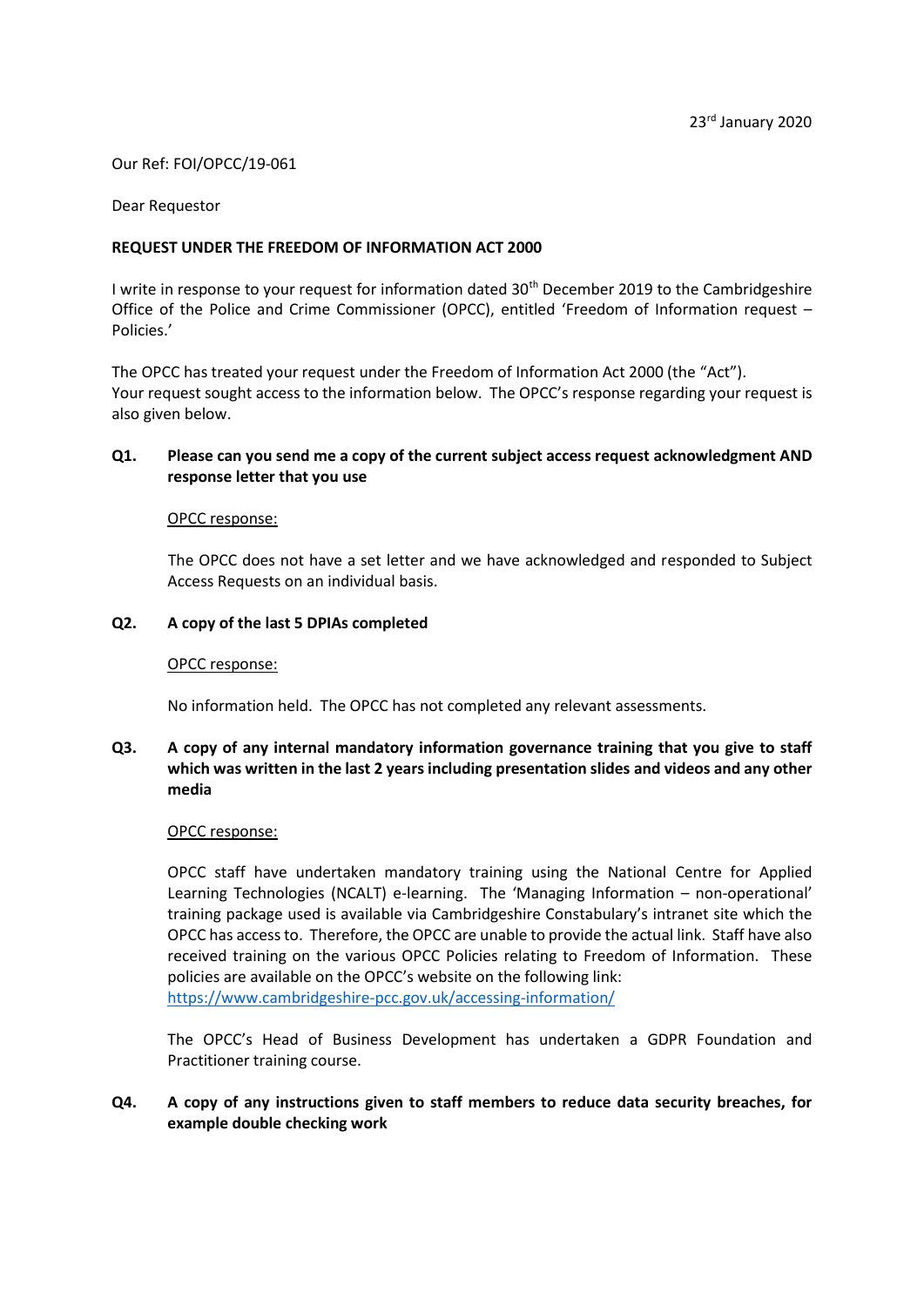23rd January 2020

Our Ref: FOI/OPCC/19-061

Dear Requestor

**REQUEST UNDER THE FREEDOM OF INFORMATION ACT 2000**

I write in response to your request for information dated 30th December 2019 to the Cambridgeshire Office of the Police and Crime Commissioner (OPCC), entitled 'Freedom of Information request – Policies.'

The OPCC has treated your request under the Freedom of Information Act 2000 (the "Act"). Your request sought access to the information below. The OPCC's response regarding your request is also given below.

**Q1. Please can you send me a copy of the current subject access request acknowledgment AND response letter that you use**

OPCC response:

The OPCC does not have a set letter and we have acknowledged and responded to Subject Access Requests on an individual basis.

**Q2. A copy of the last 5 DPIAs completed**

OPCC response:

No information held. The OPCC has not completed any relevant assessments.

**Q3. A copy of any internal mandatory information governance training that you give to staff which was written in the last 2 years including presentation slides and videos and any other media**

OPCC response:

OPCC staff have undertaken mandatory training using the National Centre for Applied Learning Technologies (NCALT) e-learning. The 'Managing Information – non-operational' training package used is available via Cambridgeshire Constabulary's intranet site which the OPCC has access to. Therefore, the OPCC are unable to provide the actual link. Staff have also received training on the various OPCC Policies relating to Freedom of Information. These policies are available on the OPCC's website on the following link: https://www.cambridgeshire-pcc.gov.uk/accessing-information/

The OPCC's Head of Business Development has undertaken a GDPR Foundation and Practitioner training course.

**Q4. A copy of any instructions given to staff members to reduce data security breaches, for example double checking work**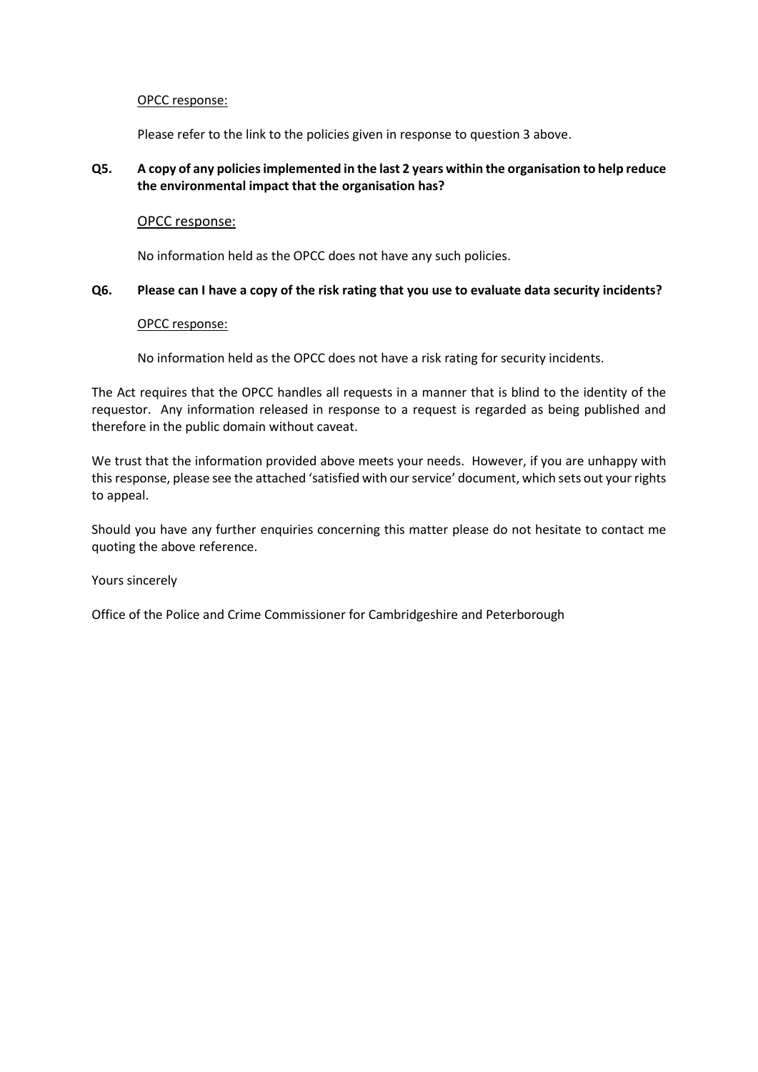OPCC response:

Please refer to the link to the policies given in response to question 3 above.

**Q5. A copy of any policies implemented in the last 2 years within the organisation to help reduce the environmental impact that the organisation has?**

OPCC response:

No information held as the OPCC does not have any such policies.

**Q6. Please can I have a copy of the risk rating that you use to evaluate data security incidents?**

OPCC response:

No information held as the OPCC does not have a risk rating for security incidents.

The Act requires that the OPCC handles all requests in a manner that is blind to the identity of the requestor. Any information released in response to a request is regarded as being published and therefore in the public domain without caveat.

We trust that the information provided above meets your needs. However, if you are unhappy with this response, please see the attached 'satisfied with our service' document, which sets out your rights to appeal.

Should you have any further enquiries concerning this matter please do not hesitate to contact me quoting the above reference.

Yours sincerely

Office of the Police and Crime Commissioner for Cambridgeshire and Peterborough